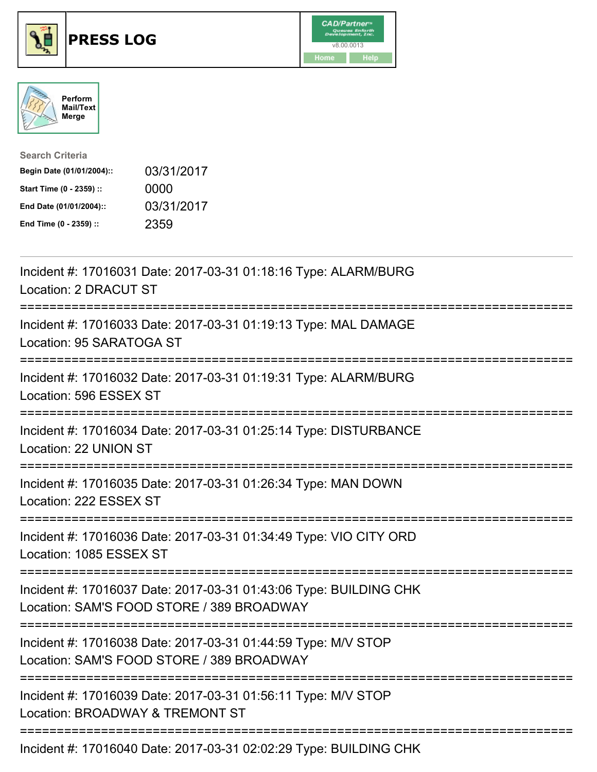# PRESS LOG

CAD/Partner™ v8.00.0013

Home Help

Perform Mail/Text Merge

**Search Criteria**

| | |
|---|---|
| **Begin Date (01/01/2004)::** | 03/31/2017 |
| **Start Time (0 - 2359) ::** | 0000 |
| **End Date (01/01/2004)::** | 03/31/2017 |
| **End Time (0 - 2359) ::** | 2359 |

Incident #: 17016031 Date: 2017-03-31 01:18:16 Type: ALARM/BURG
Location: 2 DRACUT ST

===========================================================================

Incident #: 17016033 Date: 2017-03-31 01:19:13 Type: MAL DAMAGE
Location: 95 SARATOGA ST

===========================================================================

Incident #: 17016032 Date: 2017-03-31 01:19:31 Type: ALARM/BURG
Location: 596 ESSEX ST

===========================================================================

Incident #: 17016034 Date: 2017-03-31 01:25:14 Type: DISTURBANCE
Location: 22 UNION ST

===========================================================================

Incident #: 17016035 Date: 2017-03-31 01:26:34 Type: MAN DOWN
Location: 222 ESSEX ST

===========================================================================

Incident #: 17016036 Date: 2017-03-31 01:34:49 Type: VIO CITY ORD
Location: 1085 ESSEX ST

===========================================================================

Incident #: 17016037 Date: 2017-03-31 01:43:06 Type: BUILDING CHK
Location: SAM'S FOOD STORE / 389 BROADWAY

===========================================================================

Incident #: 17016038 Date: 2017-03-31 01:44:59 Type: M/V STOP
Location: SAM'S FOOD STORE / 389 BROADWAY

===========================================================================

Incident #: 17016039 Date: 2017-03-31 01:56:11 Type: M/V STOP
Location: BROADWAY & TREMONT ST

===========================================================================

Incident #: 17016040 Date: 2017-03-31 02:02:29 Type: BUILDING CHK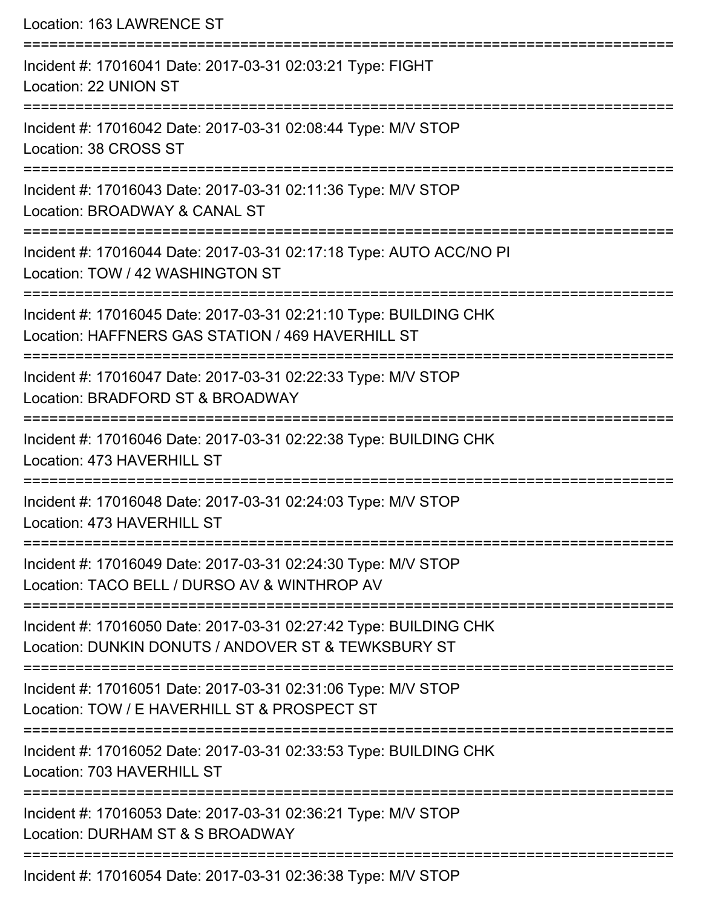Location: 163 LAWRENCE ST

===========================================================================

Incident #: 17016041 Date: 2017-03-31 02:03:21 Type: FIGHT
Location: 22 UNION ST

===========================================================================

Incident #: 17016042 Date: 2017-03-31 02:08:44 Type: M/V STOP
Location: 38 CROSS ST

===========================================================================

Incident #: 17016043 Date: 2017-03-31 02:11:36 Type: M/V STOP
Location: BROADWAY & CANAL ST

===========================================================================

Incident #: 17016044 Date: 2017-03-31 02:17:18 Type: AUTO ACC/NO PI
Location: TOW / 42 WASHINGTON ST

===========================================================================

Incident #: 17016045 Date: 2017-03-31 02:21:10 Type: BUILDING CHK
Location: HAFFNERS GAS STATION / 469 HAVERHILL ST

===========================================================================

Incident #: 17016047 Date: 2017-03-31 02:22:33 Type: M/V STOP
Location: BRADFORD ST & BROADWAY

===========================================================================

Incident #: 17016046 Date: 2017-03-31 02:22:38 Type: BUILDING CHK
Location: 473 HAVERHILL ST

===========================================================================

Incident #: 17016048 Date: 2017-03-31 02:24:03 Type: M/V STOP
Location: 473 HAVERHILL ST

===========================================================================

Incident #: 17016049 Date: 2017-03-31 02:24:30 Type: M/V STOP
Location: TACO BELL / DURSO AV & WINTHROP AV

===========================================================================

Incident #: 17016050 Date: 2017-03-31 02:27:42 Type: BUILDING CHK
Location: DUNKIN DONUTS / ANDOVER ST & TEWKSBURY ST

===========================================================================

Incident #: 17016051 Date: 2017-03-31 02:31:06 Type: M/V STOP
Location: TOW / E HAVERHILL ST & PROSPECT ST

===========================================================================

Incident #: 17016052 Date: 2017-03-31 02:33:53 Type: BUILDING CHK
Location: 703 HAVERHILL ST

===========================================================================

Incident #: 17016053 Date: 2017-03-31 02:36:21 Type: M/V STOP
Location: DURHAM ST & S BROADWAY

===========================================================================

Incident #: 17016054 Date: 2017-03-31 02:36:38 Type: M/V STOP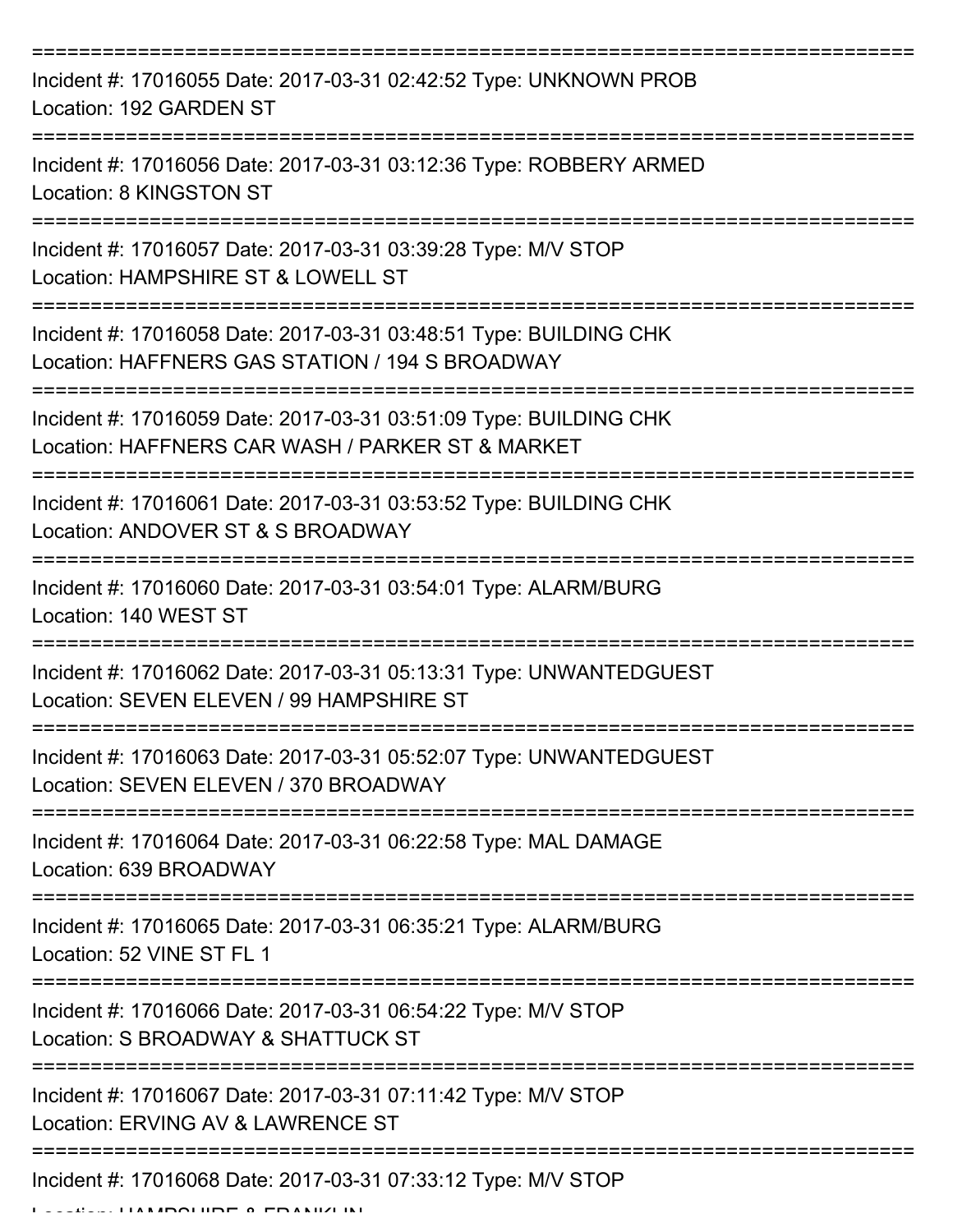Incident #: 17016055 Date: 2017-03-31 02:42:52 Type: UNKNOWN PROB
Location: 192 GARDEN ST

Incident #: 17016056 Date: 2017-03-31 03:12:36 Type: ROBBERY ARMED
Location: 8 KINGSTON ST

Incident #: 17016057 Date: 2017-03-31 03:39:28 Type: M/V STOP
Location: HAMPSHIRE ST & LOWELL ST

Incident #: 17016058 Date: 2017-03-31 03:48:51 Type: BUILDING CHK
Location: HAFFNERS GAS STATION / 194 S BROADWAY

Incident #: 17016059 Date: 2017-03-31 03:51:09 Type: BUILDING CHK
Location: HAFFNERS CAR WASH / PARKER ST & MARKET

Incident #: 17016061 Date: 2017-03-31 03:53:52 Type: BUILDING CHK
Location: ANDOVER ST & S BROADWAY

Incident #: 17016060 Date: 2017-03-31 03:54:01 Type: ALARM/BURG
Location: 140 WEST ST

Incident #: 17016062 Date: 2017-03-31 05:13:31 Type: UNWANTEDGUEST
Location: SEVEN ELEVEN / 99 HAMPSHIRE ST

Incident #: 17016063 Date: 2017-03-31 05:52:07 Type: UNWANTEDGUEST
Location: SEVEN ELEVEN / 370 BROADWAY

Incident #: 17016064 Date: 2017-03-31 06:22:58 Type: MAL DAMAGE
Location: 639 BROADWAY

Incident #: 17016065 Date: 2017-03-31 06:35:21 Type: ALARM/BURG
Location: 52 VINE ST FL 1

Incident #: 17016066 Date: 2017-03-31 06:54:22 Type: M/V STOP
Location: S BROADWAY & SHATTUCK ST

Incident #: 17016067 Date: 2017-03-31 07:11:42 Type: M/V STOP
Location: ERVING AV & LAWRENCE ST

Incident #: 17016068 Date: 2017-03-31 07:33:12 Type: M/V STOP
Location: HAMPSHIRE & FRANKLIN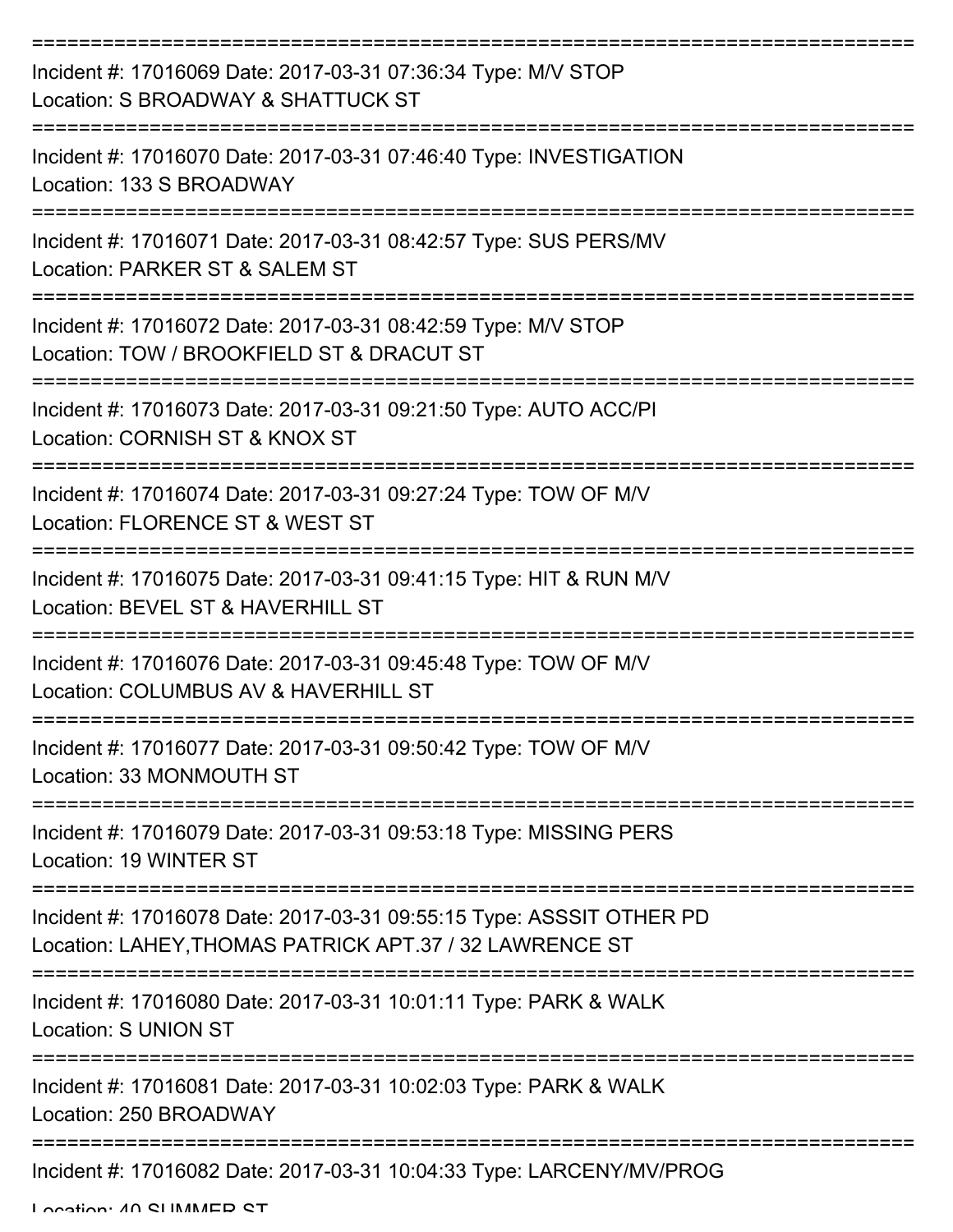===========================================================================

Incident #: 17016069 Date: 2017-03-31 07:36:34 Type: M/V STOP
Location: S BROADWAY & SHATTUCK ST

===========================================================================

Incident #: 17016070 Date: 2017-03-31 07:46:40 Type: INVESTIGATION
Location: 133 S BROADWAY

===========================================================================

Incident #: 17016071 Date: 2017-03-31 08:42:57 Type: SUS PERS/MV
Location: PARKER ST & SALEM ST

===========================================================================

Incident #: 17016072 Date: 2017-03-31 08:42:59 Type: M/V STOP
Location: TOW / BROOKFIELD ST & DRACUT ST

===========================================================================

Incident #: 17016073 Date: 2017-03-31 09:21:50 Type: AUTO ACC/PI
Location: CORNISH ST & KNOX ST

===========================================================================

Incident #: 17016074 Date: 2017-03-31 09:27:24 Type: TOW OF M/V
Location: FLORENCE ST & WEST ST

===========================================================================

Incident #: 17016075 Date: 2017-03-31 09:41:15 Type: HIT & RUN M/V
Location: BEVEL ST & HAVERHILL ST

===========================================================================

Incident #: 17016076 Date: 2017-03-31 09:45:48 Type: TOW OF M/V
Location: COLUMBUS AV & HAVERHILL ST

===========================================================================

Incident #: 17016077 Date: 2017-03-31 09:50:42 Type: TOW OF M/V
Location: 33 MONMOUTH ST

===========================================================================

Incident #: 17016079 Date: 2017-03-31 09:53:18 Type: MISSING PERS
Location: 19 WINTER ST

===========================================================================

Incident #: 17016078 Date: 2017-03-31 09:55:15 Type: ASSSIT OTHER PD
Location: LAHEY,THOMAS PATRICK APT.37 / 32 LAWRENCE ST

===========================================================================

Incident #: 17016080 Date: 2017-03-31 10:01:11 Type: PARK & WALK
Location: S UNION ST

===========================================================================

Incident #: 17016081 Date: 2017-03-31 10:02:03 Type: PARK & WALK
Location: 250 BROADWAY

===========================================================================

Incident #: 17016082 Date: 2017-03-31 10:04:33 Type: LARCENY/MV/PROG
Location: 40 SUMMER ST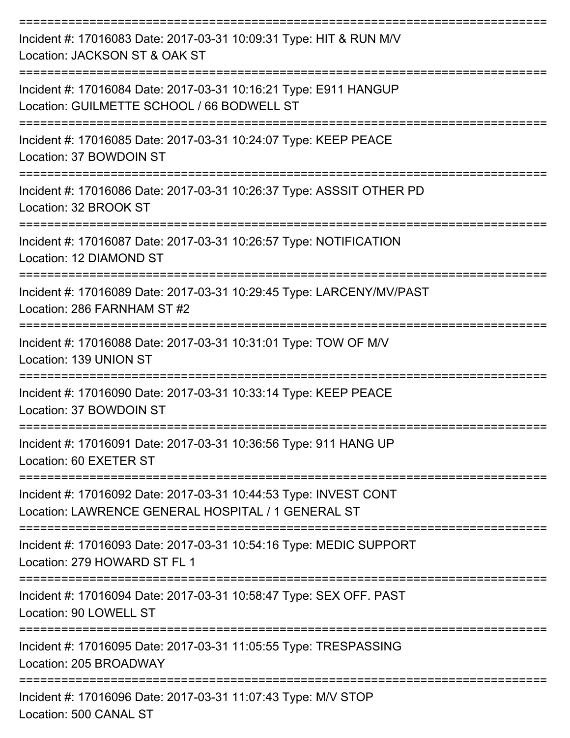===========================================================================

Incident #: 17016083 Date: 2017-03-31 10:09:31 Type: HIT & RUN M/V
Location: JACKSON ST & OAK ST

===========================================================================

Incident #: 17016084 Date: 2017-03-31 10:16:21 Type: E911 HANGUP
Location: GUILMETTE SCHOOL / 66 BODWELL ST

===========================================================================

Incident #: 17016085 Date: 2017-03-31 10:24:07 Type: KEEP PEACE
Location: 37 BOWDOIN ST

===========================================================================

Incident #: 17016086 Date: 2017-03-31 10:26:37 Type: ASSSIT OTHER PD
Location: 32 BROOK ST

===========================================================================

Incident #: 17016087 Date: 2017-03-31 10:26:57 Type: NOTIFICATION
Location: 12 DIAMOND ST

===========================================================================

Incident #: 17016089 Date: 2017-03-31 10:29:45 Type: LARCENY/MV/PAST
Location: 286 FARNHAM ST #2

===========================================================================

Incident #: 17016088 Date: 2017-03-31 10:31:01 Type: TOW OF M/V
Location: 139 UNION ST

===========================================================================

Incident #: 17016090 Date: 2017-03-31 10:33:14 Type: KEEP PEACE
Location: 37 BOWDOIN ST

===========================================================================

Incident #: 17016091 Date: 2017-03-31 10:36:56 Type: 911 HANG UP
Location: 60 EXETER ST

===========================================================================

Incident #: 17016092 Date: 2017-03-31 10:44:53 Type: INVEST CONT
Location: LAWRENCE GENERAL HOSPITAL / 1 GENERAL ST

===========================================================================

Incident #: 17016093 Date: 2017-03-31 10:54:16 Type: MEDIC SUPPORT
Location: 279 HOWARD ST FL 1

===========================================================================

Incident #: 17016094 Date: 2017-03-31 10:58:47 Type: SEX OFF. PAST
Location: 90 LOWELL ST

===========================================================================

Incident #: 17016095 Date: 2017-03-31 11:05:55 Type: TRESPASSING
Location: 205 BROADWAY

===========================================================================

Incident #: 17016096 Date: 2017-03-31 11:07:43 Type: M/V STOP
Location: 500 CANAL ST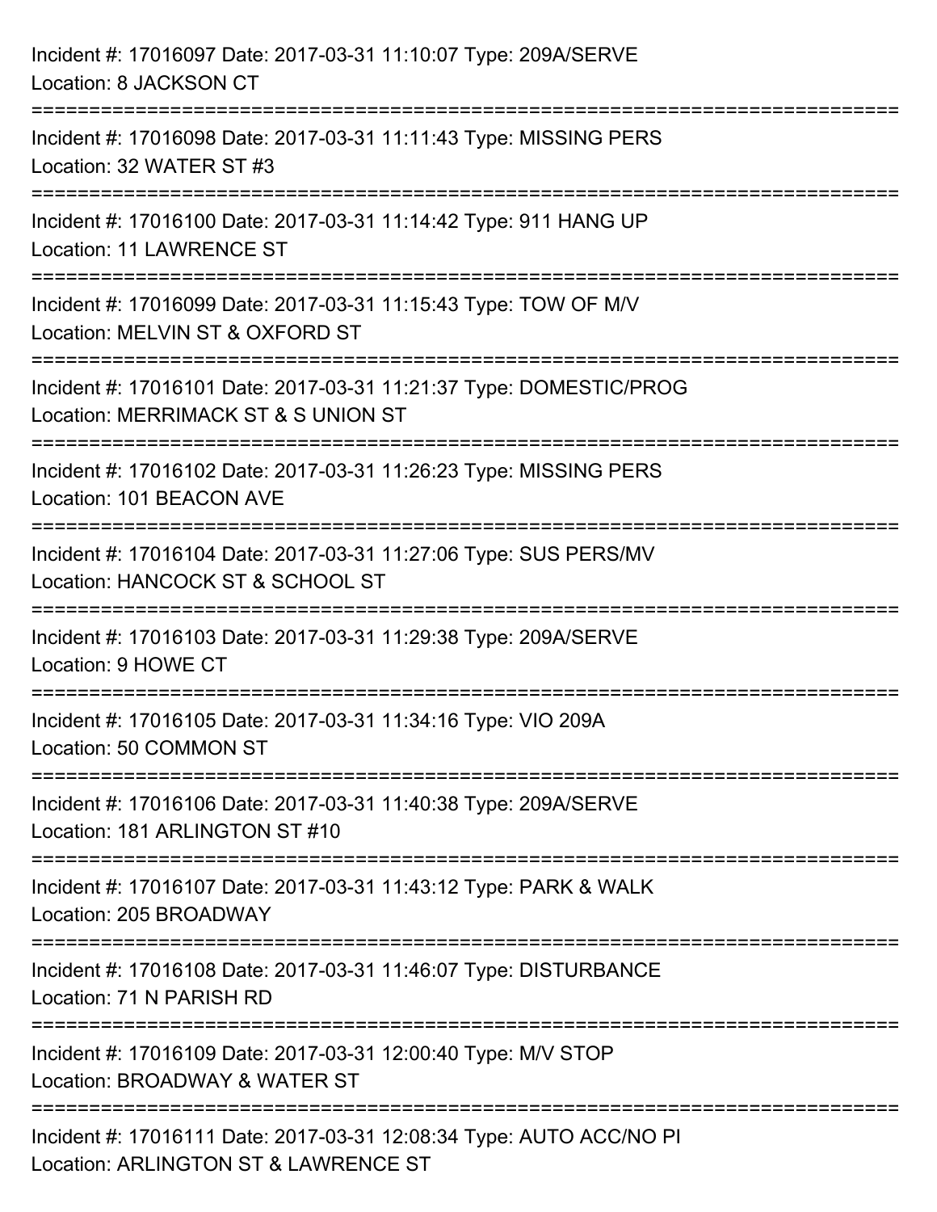Incident #: 17016097 Date: 2017-03-31 11:10:07 Type: 209A/SERVE
Location: 8 JACKSON CT

===========================================================================

Incident #: 17016098 Date: 2017-03-31 11:11:43 Type: MISSING PERS
Location: 32 WATER ST #3

===========================================================================

Incident #: 17016100 Date: 2017-03-31 11:14:42 Type: 911 HANG UP
Location: 11 LAWRENCE ST

===========================================================================

Incident #: 17016099 Date: 2017-03-31 11:15:43 Type: TOW OF M/V
Location: MELVIN ST & OXFORD ST

===========================================================================

Incident #: 17016101 Date: 2017-03-31 11:21:37 Type: DOMESTIC/PROG
Location: MERRIMACK ST & S UNION ST

===========================================================================

Incident #: 17016102 Date: 2017-03-31 11:26:23 Type: MISSING PERS
Location: 101 BEACON AVE

===========================================================================

Incident #: 17016104 Date: 2017-03-31 11:27:06 Type: SUS PERS/MV
Location: HANCOCK ST & SCHOOL ST

===========================================================================

Incident #: 17016103 Date: 2017-03-31 11:29:38 Type: 209A/SERVE
Location: 9 HOWE CT

===========================================================================

Incident #: 17016105 Date: 2017-03-31 11:34:16 Type: VIO 209A
Location: 50 COMMON ST

===========================================================================

Incident #: 17016106 Date: 2017-03-31 11:40:38 Type: 209A/SERVE
Location: 181 ARLINGTON ST #10

===========================================================================

Incident #: 17016107 Date: 2017-03-31 11:43:12 Type: PARK & WALK
Location: 205 BROADWAY

===========================================================================

Incident #: 17016108 Date: 2017-03-31 11:46:07 Type: DISTURBANCE
Location: 71 N PARISH RD

===========================================================================

Incident #: 17016109 Date: 2017-03-31 12:00:40 Type: M/V STOP
Location: BROADWAY & WATER ST

===========================================================================

Incident #: 17016111 Date: 2017-03-31 12:08:34 Type: AUTO ACC/NO PI
Location: ARLINGTON ST & LAWRENCE ST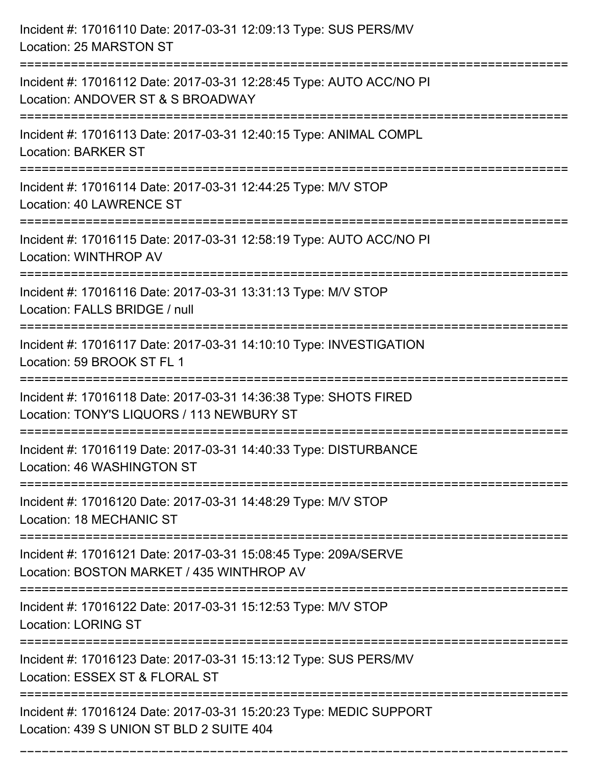Incident #: 17016110 Date: 2017-03-31 12:09:13 Type: SUS PERS/MV
Location: 25 MARSTON ST

===========================================================================

Incident #: 17016112 Date: 2017-03-31 12:28:45 Type: AUTO ACC/NO PI
Location: ANDOVER ST & S BROADWAY

===========================================================================

Incident #: 17016113 Date: 2017-03-31 12:40:15 Type: ANIMAL COMPL
Location: BARKER ST

===========================================================================

Incident #: 17016114 Date: 2017-03-31 12:44:25 Type: M/V STOP
Location: 40 LAWRENCE ST

===========================================================================

Incident #: 17016115 Date: 2017-03-31 12:58:19 Type: AUTO ACC/NO PI
Location: WINTHROP AV

===========================================================================

Incident #: 17016116 Date: 2017-03-31 13:31:13 Type: M/V STOP
Location: FALLS BRIDGE / null

===========================================================================

Incident #: 17016117 Date: 2017-03-31 14:10:10 Type: INVESTIGATION
Location: 59 BROOK ST FL 1

===========================================================================

Incident #: 17016118 Date: 2017-03-31 14:36:38 Type: SHOTS FIRED
Location: TONY'S LIQUORS / 113 NEWBURY ST

===========================================================================

Incident #: 17016119 Date: 2017-03-31 14:40:33 Type: DISTURBANCE
Location: 46 WASHINGTON ST

===========================================================================

Incident #: 17016120 Date: 2017-03-31 14:48:29 Type: M/V STOP
Location: 18 MECHANIC ST

===========================================================================

Incident #: 17016121 Date: 2017-03-31 15:08:45 Type: 209A/SERVE
Location: BOSTON MARKET / 435 WINTHROP AV

===========================================================================

Incident #: 17016122 Date: 2017-03-31 15:12:53 Type: M/V STOP
Location: LORING ST

===========================================================================

Incident #: 17016123 Date: 2017-03-31 15:13:12 Type: SUS PERS/MV
Location: ESSEX ST & FLORAL ST

===========================================================================

Incident #: 17016124 Date: 2017-03-31 15:20:23 Type: MEDIC SUPPORT
Location: 439 S UNION ST BLD 2 SUITE 404

===========================================================================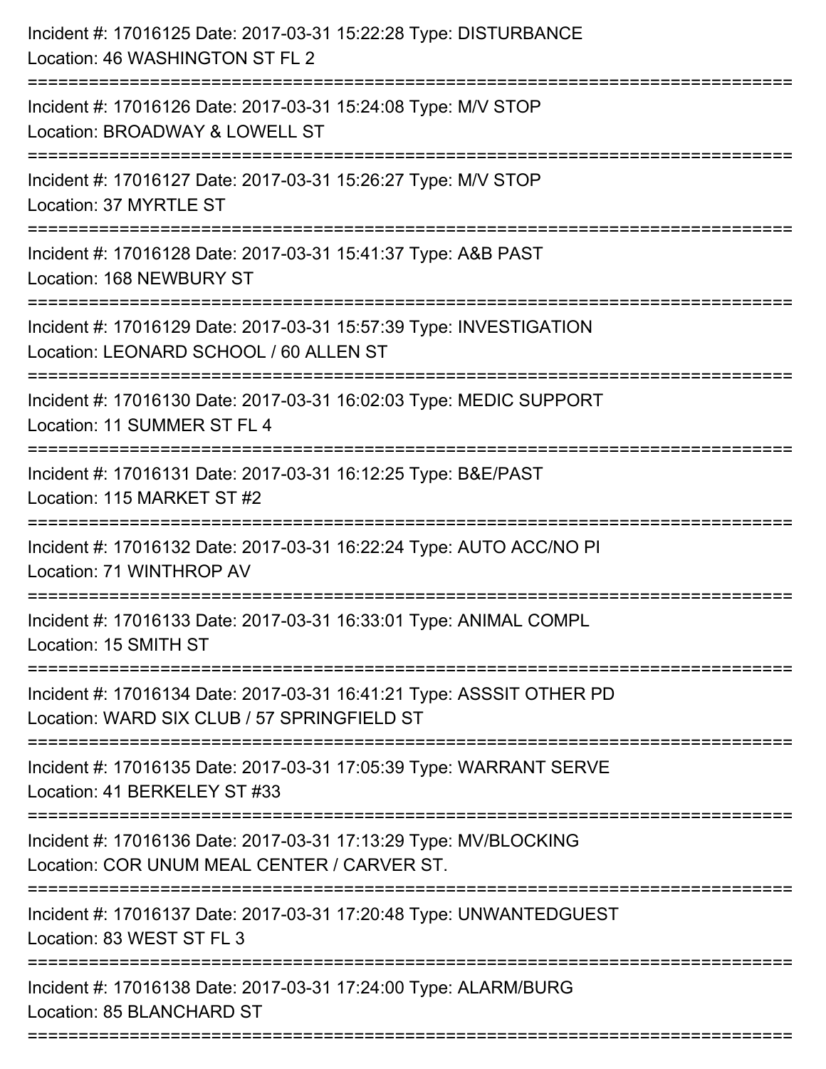Incident #: 17016125 Date: 2017-03-31 15:22:28 Type: DISTURBANCE
Location: 46 WASHINGTON ST FL 2

===========================================================================

Incident #: 17016126 Date: 2017-03-31 15:24:08 Type: M/V STOP
Location: BROADWAY & LOWELL ST

===========================================================================

Incident #: 17016127 Date: 2017-03-31 15:26:27 Type: M/V STOP
Location: 37 MYRTLE ST

===========================================================================

Incident #: 17016128 Date: 2017-03-31 15:41:37 Type: A&B PAST
Location: 168 NEWBURY ST

===========================================================================

Incident #: 17016129 Date: 2017-03-31 15:57:39 Type: INVESTIGATION
Location: LEONARD SCHOOL / 60 ALLEN ST

===========================================================================

Incident #: 17016130 Date: 2017-03-31 16:02:03 Type: MEDIC SUPPORT
Location: 11 SUMMER ST FL 4

===========================================================================

Incident #: 17016131 Date: 2017-03-31 16:12:25 Type: B&E/PAST
Location: 115 MARKET ST #2

===========================================================================

Incident #: 17016132 Date: 2017-03-31 16:22:24 Type: AUTO ACC/NO PI
Location: 71 WINTHROP AV

===========================================================================

Incident #: 17016133 Date: 2017-03-31 16:33:01 Type: ANIMAL COMPL
Location: 15 SMITH ST

===========================================================================

Incident #: 17016134 Date: 2017-03-31 16:41:21 Type: ASSSIT OTHER PD
Location: WARD SIX CLUB / 57 SPRINGFIELD ST

===========================================================================

Incident #: 17016135 Date: 2017-03-31 17:05:39 Type: WARRANT SERVE
Location: 41 BERKELEY ST #33

===========================================================================

Incident #: 17016136 Date: 2017-03-31 17:13:29 Type: MV/BLOCKING
Location: COR UNUM MEAL CENTER / CARVER ST.

===========================================================================

Incident #: 17016137 Date: 2017-03-31 17:20:48 Type: UNWANTEDGUEST
Location: 83 WEST ST FL 3

===========================================================================

Incident #: 17016138 Date: 2017-03-31 17:24:00 Type: ALARM/BURG
Location: 85 BLANCHARD ST

===========================================================================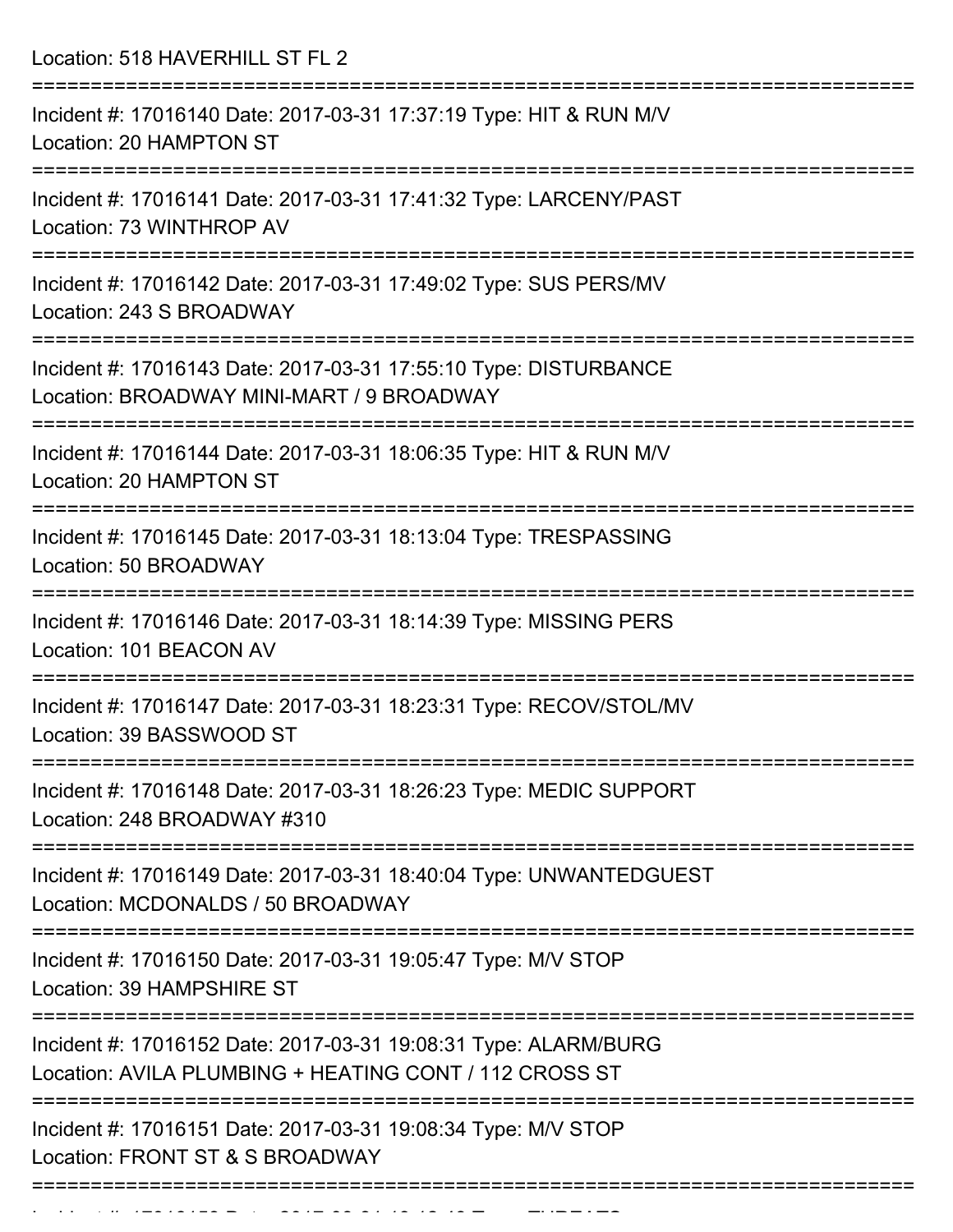Location: 518 HAVERHILL ST FL 2

===========================================================================

Incident #: 17016140 Date: 2017-03-31 17:37:19 Type: HIT & RUN M/V
Location: 20 HAMPTON ST

===========================================================================

Incident #: 17016141 Date: 2017-03-31 17:41:32 Type: LARCENY/PAST
Location: 73 WINTHROP AV

===========================================================================

Incident #: 17016142 Date: 2017-03-31 17:49:02 Type: SUS PERS/MV
Location: 243 S BROADWAY

===========================================================================

Incident #: 17016143 Date: 2017-03-31 17:55:10 Type: DISTURBANCE
Location: BROADWAY MINI-MART / 9 BROADWAY

===========================================================================

Incident #: 17016144 Date: 2017-03-31 18:06:35 Type: HIT & RUN M/V
Location: 20 HAMPTON ST

===========================================================================

Incident #: 17016145 Date: 2017-03-31 18:13:04 Type: TRESPASSING
Location: 50 BROADWAY

===========================================================================

Incident #: 17016146 Date: 2017-03-31 18:14:39 Type: MISSING PERS
Location: 101 BEACON AV

===========================================================================

Incident #: 17016147 Date: 2017-03-31 18:23:31 Type: RECOV/STOL/MV
Location: 39 BASSWOOD ST

===========================================================================

Incident #: 17016148 Date: 2017-03-31 18:26:23 Type: MEDIC SUPPORT
Location: 248 BROADWAY #310

===========================================================================

Incident #: 17016149 Date: 2017-03-31 18:40:04 Type: UNWANTEDGUEST
Location: MCDONALDS / 50 BROADWAY

===========================================================================

Incident #: 17016150 Date: 2017-03-31 19:05:47 Type: M/V STOP
Location: 39 HAMPSHIRE ST

===========================================================================

Incident #: 17016152 Date: 2017-03-31 19:08:31 Type: ALARM/BURG
Location: AVILA PLUMBING + HEATING CONT / 112 CROSS ST

===========================================================================

Incident #: 17016151 Date: 2017-03-31 19:08:34 Type: M/V STOP
Location: FRONT ST & S BROADWAY

===========================================================================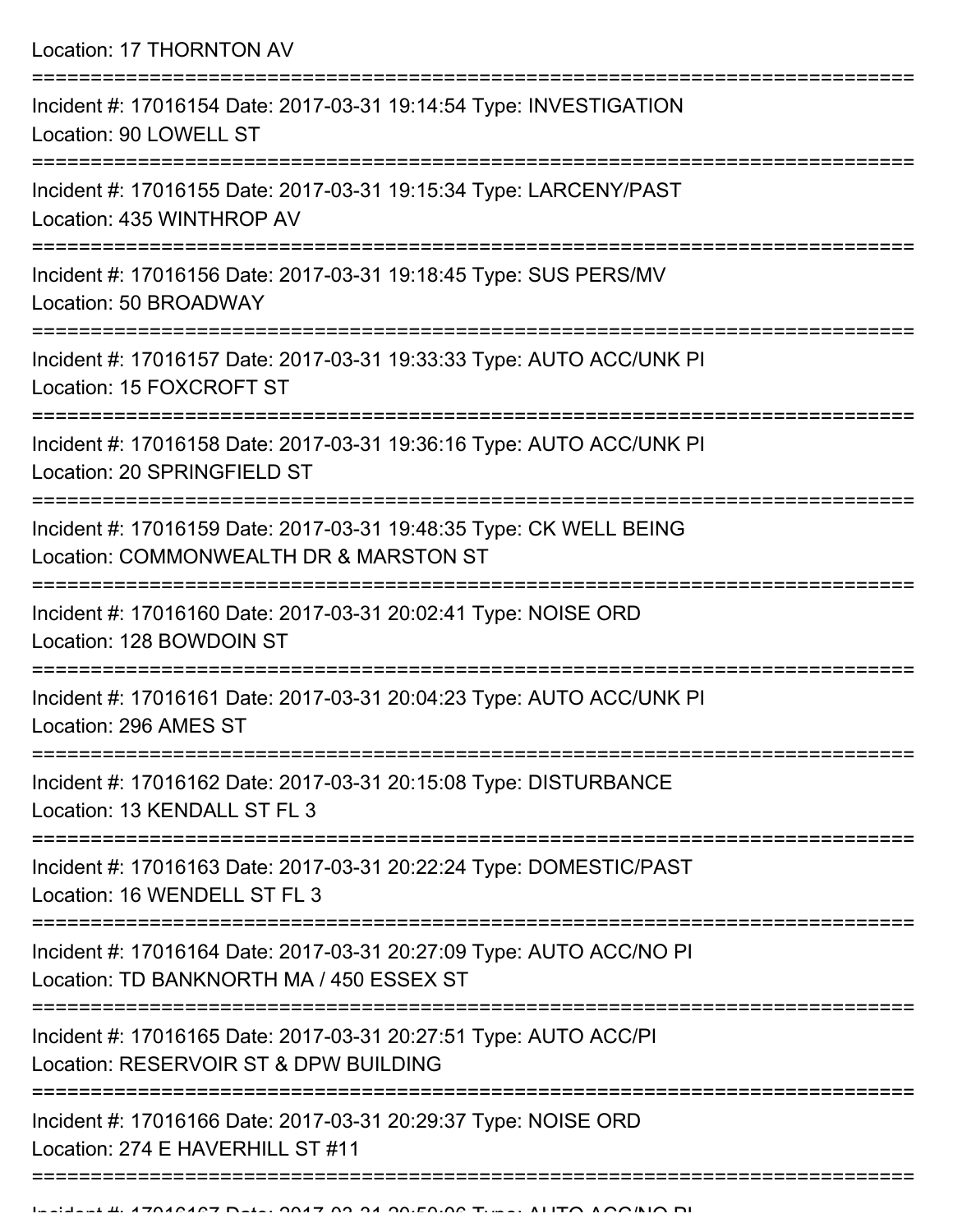Location: 17 THORNTON AV

===========================================================================

Incident #: 17016154 Date: 2017-03-31 19:14:54 Type: INVESTIGATION
Location: 90 LOWELL ST

===========================================================================

Incident #: 17016155 Date: 2017-03-31 19:15:34 Type: LARCENY/PAST
Location: 435 WINTHROP AV

===========================================================================

Incident #: 17016156 Date: 2017-03-31 19:18:45 Type: SUS PERS/MV
Location: 50 BROADWAY

===========================================================================

Incident #: 17016157 Date: 2017-03-31 19:33:33 Type: AUTO ACC/UNK PI
Location: 15 FOXCROFT ST

===========================================================================

Incident #: 17016158 Date: 2017-03-31 19:36:16 Type: AUTO ACC/UNK PI
Location: 20 SPRINGFIELD ST

===========================================================================

Incident #: 17016159 Date: 2017-03-31 19:48:35 Type: CK WELL BEING
Location: COMMONWEALTH DR & MARSTON ST

===========================================================================

Incident #: 17016160 Date: 2017-03-31 20:02:41 Type: NOISE ORD
Location: 128 BOWDOIN ST

===========================================================================

Incident #: 17016161 Date: 2017-03-31 20:04:23 Type: AUTO ACC/UNK PI
Location: 296 AMES ST

===========================================================================

Incident #: 17016162 Date: 2017-03-31 20:15:08 Type: DISTURBANCE
Location: 13 KENDALL ST FL 3

===========================================================================

Incident #: 17016163 Date: 2017-03-31 20:22:24 Type: DOMESTIC/PAST
Location: 16 WENDELL ST FL 3

===========================================================================

Incident #: 17016164 Date: 2017-03-31 20:27:09 Type: AUTO ACC/NO PI
Location: TD BANKNORTH MA / 450 ESSEX ST

===========================================================================

Incident #: 17016165 Date: 2017-03-31 20:27:51 Type: AUTO ACC/PI
Location: RESERVOIR ST & DPW BUILDING

===========================================================================

Incident #: 17016166 Date: 2017-03-31 20:29:37 Type: NOISE ORD
Location: 274 E HAVERHILL ST #11

===========================================================================

Incident #: 17016167 Date: 2017-03-31 20:50:06 Type: AUTO ACC/NO PI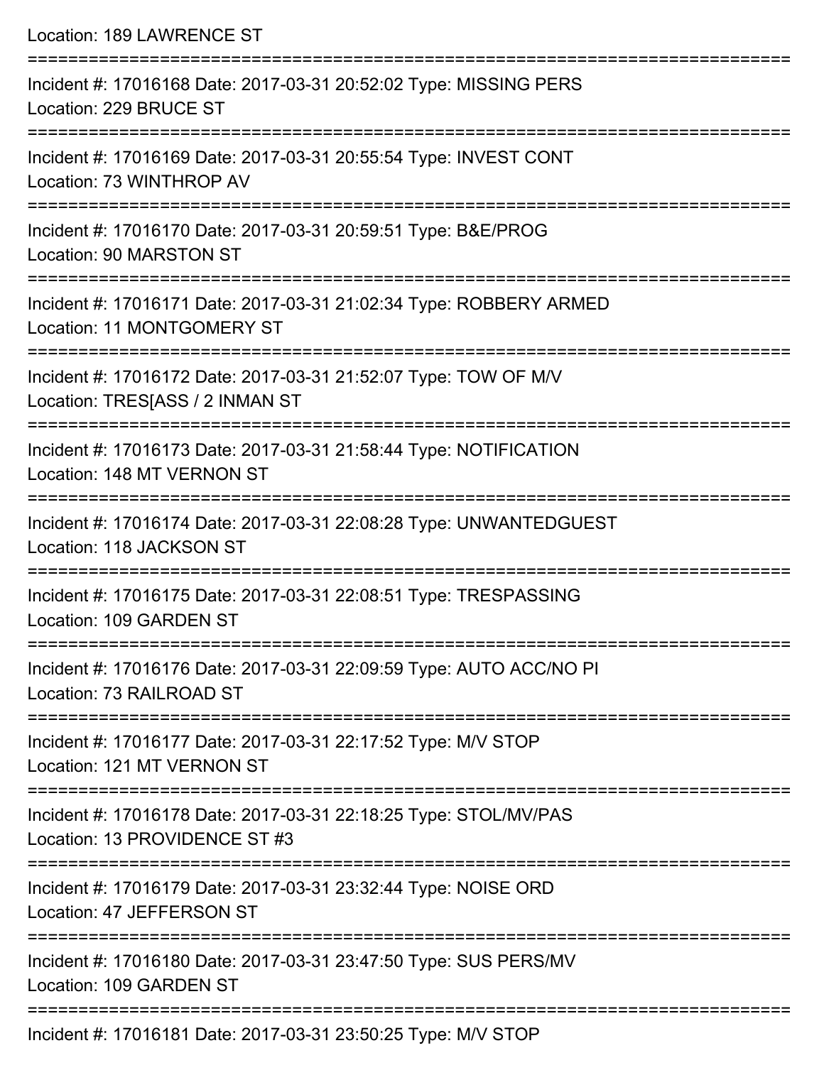Location: 189 LAWRENCE ST

===========================================================================

Incident #: 17016168 Date: 2017-03-31 20:52:02 Type: MISSING PERS
Location: 229 BRUCE ST

===========================================================================

Incident #: 17016169 Date: 2017-03-31 20:55:54 Type: INVEST CONT
Location: 73 WINTHROP AV

===========================================================================

Incident #: 17016170 Date: 2017-03-31 20:59:51 Type: B&E/PROG
Location: 90 MARSTON ST

===========================================================================

Incident #: 17016171 Date: 2017-03-31 21:02:34 Type: ROBBERY ARMED
Location: 11 MONTGOMERY ST

===========================================================================

Incident #: 17016172 Date: 2017-03-31 21:52:07 Type: TOW OF M/V
Location: TRES[ASS / 2 INMAN ST

===========================================================================

Incident #: 17016173 Date: 2017-03-31 21:58:44 Type: NOTIFICATION
Location: 148 MT VERNON ST

===========================================================================

Incident #: 17016174 Date: 2017-03-31 22:08:28 Type: UNWANTEDGUEST
Location: 118 JACKSON ST

===========================================================================

Incident #: 17016175 Date: 2017-03-31 22:08:51 Type: TRESPASSING
Location: 109 GARDEN ST

===========================================================================

Incident #: 17016176 Date: 2017-03-31 22:09:59 Type: AUTO ACC/NO PI
Location: 73 RAILROAD ST

===========================================================================

Incident #: 17016177 Date: 2017-03-31 22:17:52 Type: M/V STOP
Location: 121 MT VERNON ST

===========================================================================

Incident #: 17016178 Date: 2017-03-31 22:18:25 Type: STOL/MV/PAS
Location: 13 PROVIDENCE ST #3

===========================================================================

Incident #: 17016179 Date: 2017-03-31 23:32:44 Type: NOISE ORD
Location: 47 JEFFERSON ST

===========================================================================

Incident #: 17016180 Date: 2017-03-31 23:47:50 Type: SUS PERS/MV
Location: 109 GARDEN ST

===========================================================================

Incident #: 17016181 Date: 2017-03-31 23:50:25 Type: M/V STOP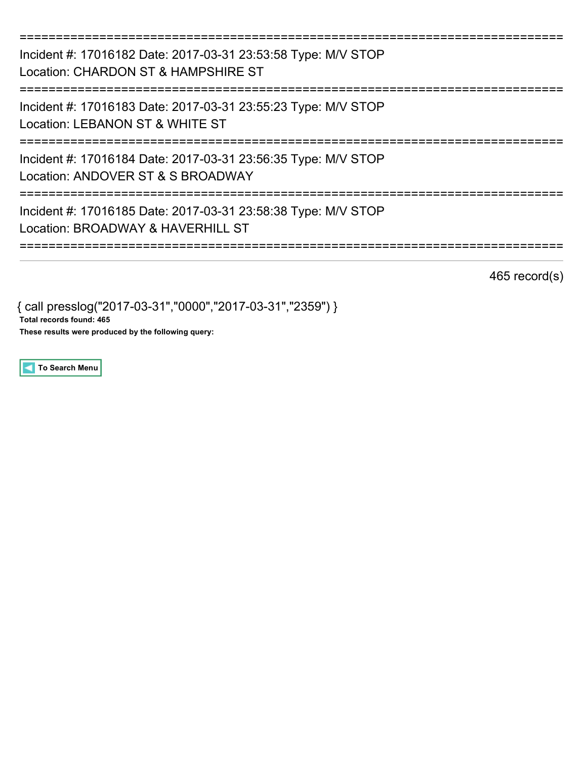===========================================================================

Incident #: 17016182 Date: 2017-03-31 23:53:58 Type: M/V STOP

Location: CHARDON ST & HAMPSHIRE ST

===========================================================================

Incident #: 17016183 Date: 2017-03-31 23:55:23 Type: M/V STOP

Location: LEBANON ST & WHITE ST

===========================================================================

Incident #: 17016184 Date: 2017-03-31 23:56:35 Type: M/V STOP

Location: ANDOVER ST & S BROADWAY

===========================================================================

Incident #: 17016185 Date: 2017-03-31 23:58:38 Type: M/V STOP

Location: BROADWAY & HAVERHILL ST

===========================================================================

465 record(s)

{ call presslog("2017-03-31","0000","2017-03-31","2359") }

**Total records found: 465**

**These results were produced by the following query:**

**To Search Menu**